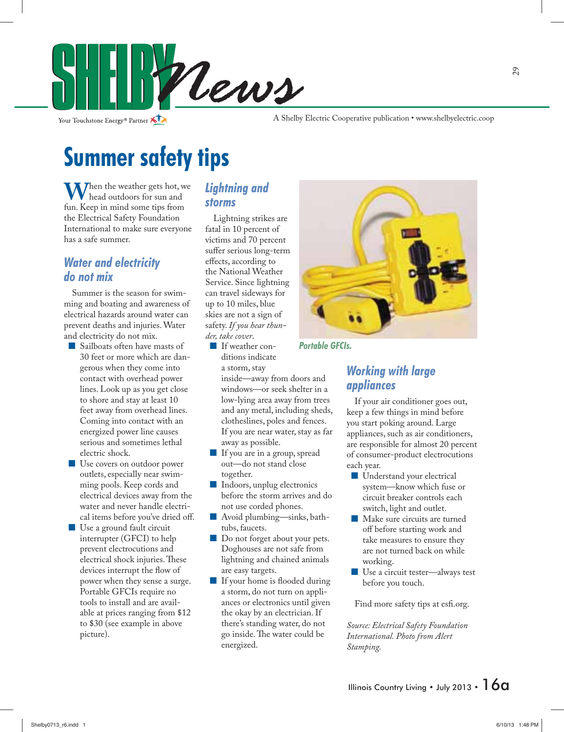# SHELBY News

Your Touchstone Energy® Partner

A Shelby Electric Cooperative publication • www.shelbyelectric.coop

# Summer safety tips

When the weather gets hot, we head outdoors for sun and fun. Keep in mind some tips from the Electrical Safety Foundation International to make sure everyone has a safe summer.

## Water and electricity do not mix

Summer is the season for swimming and boating and awareness of electrical hazards around water can prevent deaths and injuries. Water and electricity do not mix.

- Sailboats often have masts of 30 feet or more which are dangerous when they come into contact with overhead power lines. Look up as you get close to shore and stay at least 10 feet away from overhead lines. Coming into contact with an energized power line causes serious and sometimes lethal electric shock.
- Use covers on outdoor power outlets, especially near swimming pools. Keep cords and electrical devices away from the water and never handle electrical items before you've dried off.
- Use a ground fault circuit interrupter (GFCI) to help prevent electrocutions and electrical shock injuries. These devices interrupt the flow of power when they sense a surge. Portable GFCIs require no tools to install and are available at prices ranging from $12 to $30 (see example in above picture).

## Lightning and storms

Lightning strikes are fatal in 10 percent of victims and 70 percent suffer serious long-term effects, according to the National Weather Service. Since lightning can travel sideways for up to 10 miles, blue skies are not a sign of safety. *If you hear thunder, take cover.*

- If weather conditions indicate a storm, stay inside—away from doors and windows—or seek shelter in a low-lying area away from trees and any metal, including sheds, clotheslines, poles and fences. If you are near water, stay as far away as possible.
- If you are in a group, spread out—do not stand close together.
- Indoors, unplug electronics before the storm arrives and do not use corded phones.
- Avoid plumbing—sinks, bathtubs, faucets.
- Do not forget about your pets. Doghouses are not safe from lightning and chained animals are easy targets.
- If your home is flooded during a storm, do not turn on appliances or electronics until given the okay by an electrician. If there's standing water, do not go inside. The water could be energized.

*Portable GFCIs.*

## Working with large appliances

If your air conditioner goes out, keep a few things in mind before you start poking around. Large appliances, such as air conditioners, are responsible for almost 20 percent of consumer-product electrocutions each year.

- Understand your electrical system—know which fuse or circuit breaker controls each switch, light and outlet.
- Make sure circuits are turned off before starting work and take measures to ensure they are not turned back on while working.
- Use a circuit tester—always test before you touch.

Find more safety tips at esfi.org.

*Source: Electrical Safety Foundation International. Photo from Alert Stamping.*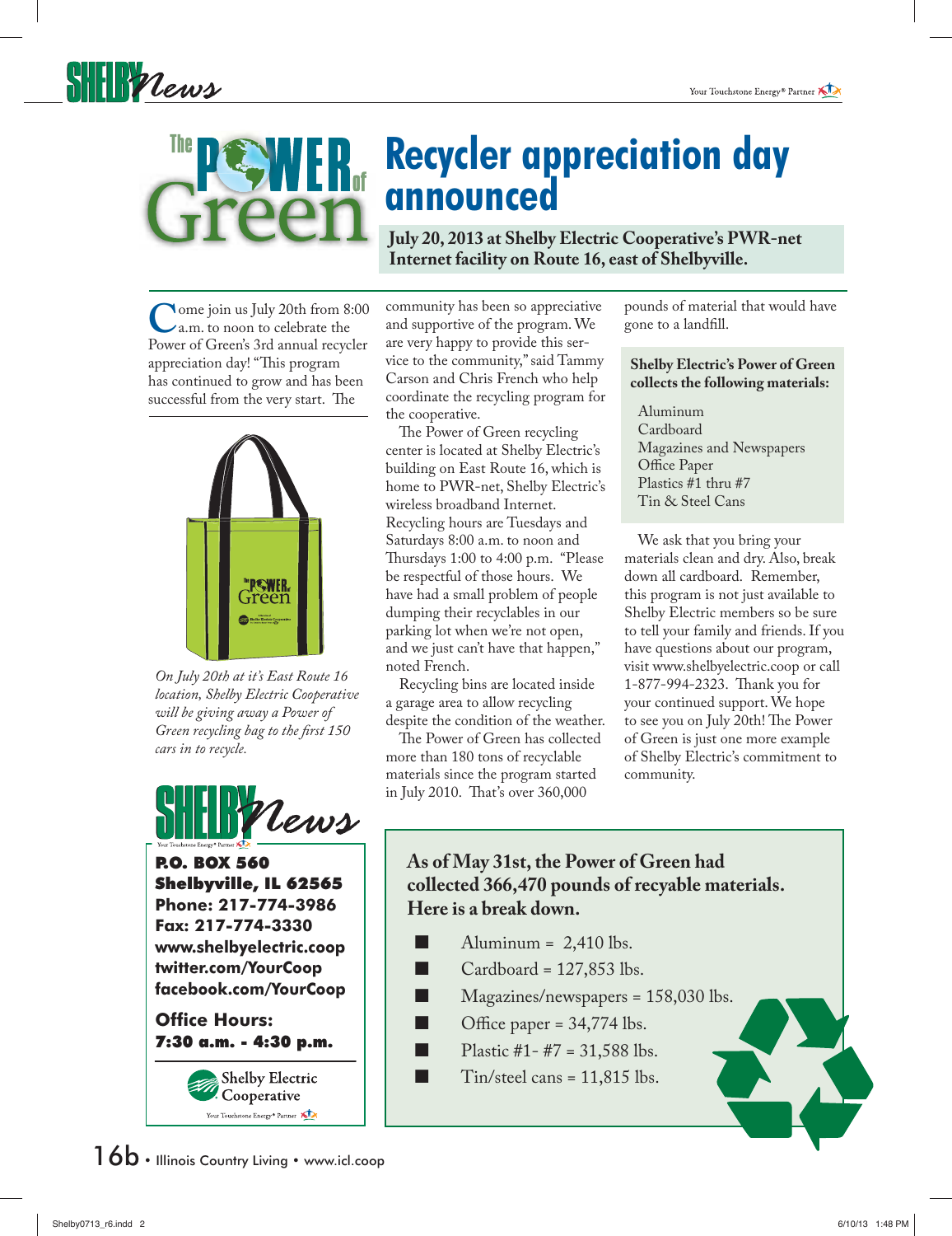# Recycler appreciation day announced

**July 20, 2013 at Shelby Electric Cooperative's PWR-net Internet facility on Route 16, east of Shelbyville.**

Come join us July 20th from 8:00 a.m. to noon to celebrate the Power of Green's 3rd annual recycler appreciation day! "This program has continued to grow and has been successful from the very start. The community has been so appreciative and supportive of the program. We are very happy to provide this service to the community," said Tammy Carson and Chris French who help coordinate the recycling program for the cooperative.

The Power of Green recycling center is located at Shelby Electric's building on East Route 16, which is home to PWR-net, Shelby Electric's wireless broadband Internet. Recycling hours are Tuesdays and Saturdays 8:00 a.m. to noon and Thursdays 1:00 to 4:00 p.m. "Please be respectful of those hours. We have had a small problem of people dumping their recyclables in our parking lot when we're not open, and we just can't have that happen," noted French.

Recycling bins are located inside a garage area to allow recycling despite the condition of the weather.

The Power of Green has collected more than 180 tons of recyclable materials since the program started in July 2010. That's over 360,000 pounds of material that would have gone to a landfill.

*On July 20th at it's East Route 16 location, Shelby Electric Cooperative will be giving away a Power of Green recycling bag to the first 150 cars in to recycle.*

**Shelby Electric's Power of Green collects the following materials:**

- Aluminum
- Cardboard
- Magazines and Newspapers
- Office Paper
- Plastics #1 thru #7
- Tin & Steel Cans

We ask that you bring your materials clean and dry. Also, break down all cardboard. Remember, this program is not just available to Shelby Electric members so be sure to tell your family and friends. If you have questions about our program, visit www.shelbyelectric.coop or call 1-877-994-2323. Thank you for your continued support. We hope to see you on July 20th! The Power of Green is just one more example of Shelby Electric's commitment to community.

**As of May 31st, the Power of Green had collected 366,470 pounds of recyable materials. Here is a break down.**

- Aluminum = 2,410 lbs.
- Cardboard = 127,853 lbs.
- Magazines/newspapers = 158,030 lbs.
- Office paper = 34,774 lbs.
- Plastic #1- #7 = 31,588 lbs.
- Tin/steel cans = 11,815 lbs.

**SHELBY News**

**P.O. BOX 560**
**Shelbyville, IL 62565**
**Phone: 217-774-3986**
**Fax: 217-774-3330**
**www.shelbyelectric.coop**
**twitter.com/YourCoop**
**facebook.com/YourCoop**

**Office Hours:**
**7:30 a.m. - 4:30 p.m.**

Shelby Electric Cooperative
Your Touchstone Energy® Partner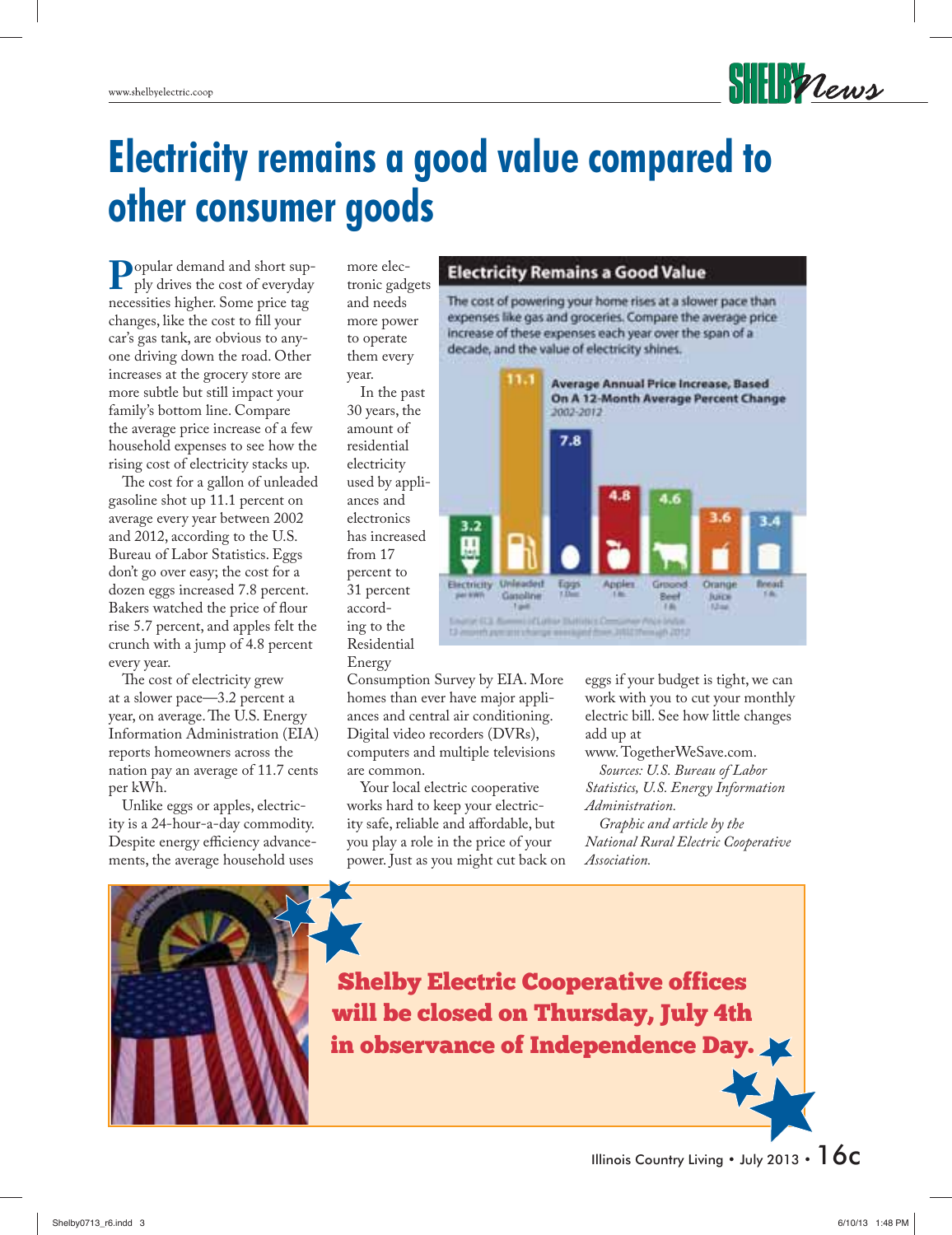# Electricity remains a good value compared to other consumer goods

Popular demand and short supply drives the cost of everyday necessities higher. Some price tag changes, like the cost to fill your car's gas tank, are obvious to anyone driving down the road. Other increases at the grocery store are more subtle but still impact your family's bottom line. Compare the average price increase of a few household expenses to see how the rising cost of electricity stacks up.

The cost for a gallon of unleaded gasoline shot up 11.1 percent on average every year between 2002 and 2012, according to the U.S. Bureau of Labor Statistics. Eggs don't go over easy; the cost for a dozen eggs increased 7.8 percent. Bakers watched the price of flour rise 5.7 percent, and apples felt the crunch with a jump of 4.8 percent every year.

The cost of electricity grew at a slower pace—3.2 percent a year, on average. The U.S. Energy Information Administration (EIA) reports homeowners across the nation pay an average of 11.7 cents per kWh.

Unlike eggs or apples, electricity is a 24-hour-a-day commodity. Despite energy efficiency advancements, the average household uses more electronic gadgets and needs more power to operate them every year.

In the past 30 years, the amount of residential electricity used by appliances and electronics has increased from 17 percent to 31 percent according to the Residential Energy Consumption Survey by EIA. More homes than ever have major appliances and central air conditioning. Digital video recorders (DVRs), computers and multiple televisions are common.

Your local electric cooperative works hard to keep your electricity safe, reliable and affordable, but you play a role in the price of your power. Just as you might cut back on eggs if your budget is tight, we can work with you to cut your monthly electric bill. See how little changes add up at www.TogetherWeSave.com.

*Sources: U.S. Bureau of Labor Statistics, U.S. Energy Information Administration.*

*Graphic and article by the National Rural Electric Cooperative Association.*

## Electricity Remains a Good Value

The cost of powering your home rises at a slower pace than expenses like gas and groceries. Compare the average price increase of these expenses each year over the span of a decade, and the value of electricity shines.

**Average Annual Price Increase, Based On A 12-Month Average Percent Change**
*2002-2012*

| Item | Increase (%) |
|---|---|
| Electricity per kWh | 3.2 |
| Unleaded Gasoline 1 gal. | 11.1 |
| Eggs 1 Doz. | 7.8 |
| Apples 1 lb. | 4.8 |
| Ground Beef 1 lb. | 4.6 |
| Orange Juice 12 oz. | 3.6 |
| Bread 1 lb. | 3.4 |

Source: U.S. Bureau of Labor Statistics Consumer Price Index. 12-month percent change averaged from 2002 through 2012

**Shelby Electric Cooperative offices will be closed on Thursday, July 4th in observance of Independence Day.**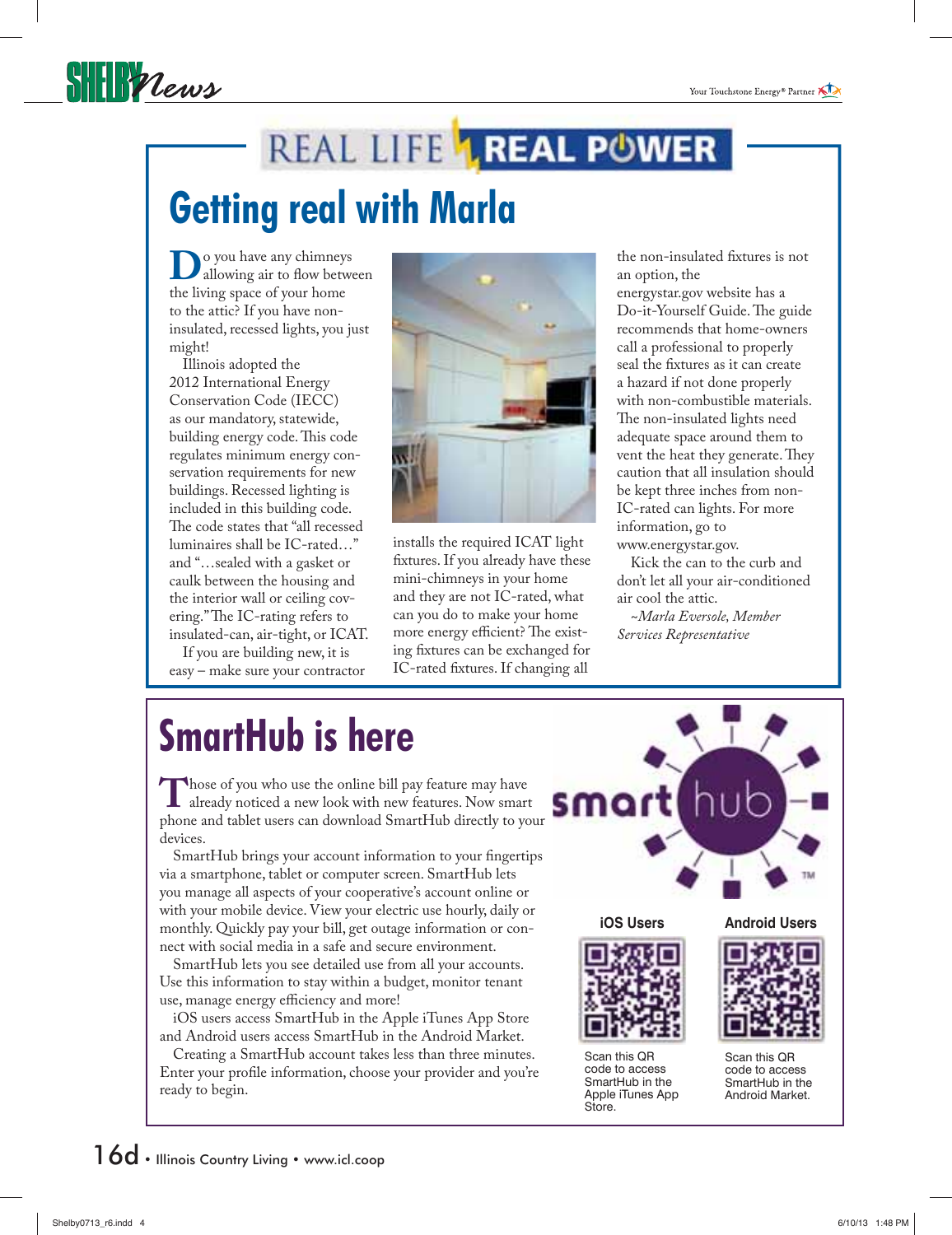# REAL LIFE REAL POWER

## Getting real with Marla

Do you have any chimneys allowing air to flow between the living space of your home to the attic? If you have non-insulated, recessed lights, you just might!

Illinois adopted the 2012 International Energy Conservation Code (IECC) as our mandatory, statewide, building energy code. This code regulates minimum energy conservation requirements for new buildings. Recessed lighting is included in this building code. The code states that "all recessed luminaires shall be IC-rated…" and "…sealed with a gasket or caulk between the housing and the interior wall or ceiling covering." The IC-rating refers to insulated-can, air-tight, or ICAT.

If you are building new, it is easy – make sure your contractor installs the required ICAT light fixtures. If you already have these mini-chimneys in your home and they are not IC-rated, what can you do to make your home more energy efficient? The existing fixtures can be exchanged for IC-rated fixtures. If changing all the non-insulated fixtures is not an option, the energystar.gov website has a Do-it-Yourself Guide. The guide recommends that home-owners call a professional to properly seal the fixtures as it can create a hazard if not done properly with non-combustible materials. The non-insulated lights need adequate space around them to vent the heat they generate. They caution that all insulation should be kept three inches from non-IC-rated can lights. For more information, go to www.energystar.gov.

Kick the can to the curb and don't let all your air-conditioned air cool the attic.

*~Marla Eversole, Member Services Representative*

## SmartHub is here

Those of you who use the online bill pay feature may have already noticed a new look with new features. Now smart phone and tablet users can download SmartHub directly to your devices.

SmartHub brings your account information to your fingertips via a smartphone, tablet or computer screen. SmartHub lets you manage all aspects of your cooperative's account online or with your mobile device. View your electric use hourly, daily or monthly. Quickly pay your bill, get outage information or connect with social media in a safe and secure environment.

SmartHub lets you see detailed use from all your accounts. Use this information to stay within a budget, monitor tenant use, manage energy efficiency and more!

iOS users access SmartHub in the Apple iTunes App Store and Android users access SmartHub in the Android Market.

Creating a SmartHub account takes less than three minutes. Enter your profile information, choose your provider and you're ready to begin.

**iOS Users**

Scan this QR code to access SmartHub in the Apple iTunes App Store.

**Android Users**

Scan this QR code to access SmartHub in the Android Market.